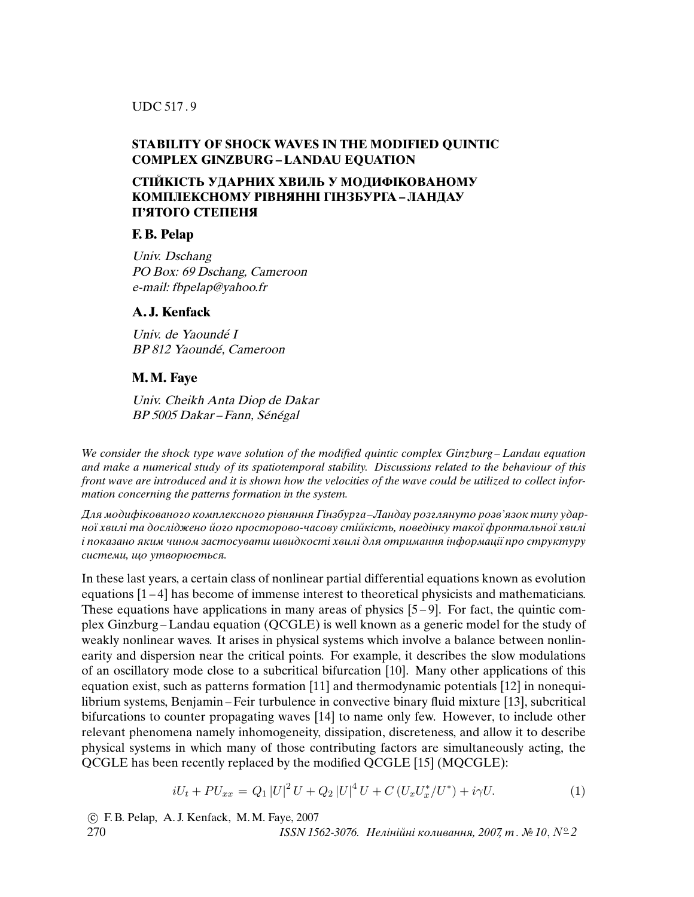UDC 517.9

# STABILITY OF SHOCK WAVES IN THE MODIFIED QUINTIC COMPLEX GINZBURG – LANDAU EQUATION

# СТІЙКІСТЬ УДАРНИХ ХВИЛЬ У МОДИФІКОВАНОМУ КОМПЛЕКСНОМУ РІВНЯННІ ГІНЗБУРГА – ЛАНДАУ П'ЯТОГО СТЕПЕНЯ

**F. B. Pelap**

*Univ. Dschang*
*PO Box: 69 Dschang, Cameroon*
*e-mail: fbpelap@yahoo.fr*

**A. J. Kenfack**

*Univ. de Yaoundé I*
*BP 812 Yaoundé, Cameroon*

**M. M. Faye**

*Univ. Cheikh Anta Diop de Dakar*
*BP 5005 Dakar – Fann, Sénégal*

*We consider the shock type wave solution of the modified quintic complex Ginzburg – Landau equation and make a numerical study of its spatiotemporal stability. Discussions related to the behaviour of this front wave are introduced and it is shown how the velocities of the wave could be utilized to collect information concerning the patterns formation in the system.*

*Для модифікованого комплексного рівняння Гінзбурга – Ландау розглянуто розв'язок типу ударної хвилі та досліджено його просторово-часову стійкість, поведінку такої фронтальної хвилі і показано яким чином застосувати швидкості хвилі для отримання інформації про структуру системи, що утворюється.*

In these last years, a certain class of nonlinear partial differential equations known as evolution equations [1 – 4] has become of immense interest to theoretical physicists and mathematicians. These equations have applications in many areas of physics [5 – 9]. For fact, the quintic complex Ginzburg – Landau equation (QCGLE) is well known as a generic model for the study of weakly nonlinear waves. It arises in physical systems which involve a balance between nonlinearity and dispersion near the critical points. For example, it describes the slow modulations of an oscillatory mode close to a subcritical bifurcation [10]. Many other applications of this equation exist, such as patterns formation [11] and thermodynamic potentials [12] in nonequilibrium systems, Benjamin – Feir turbulence in convective binary fluid mixture [13], subcritical bifurcations to counter propagating waves [14] to name only few. However, to include other relevant phenomena namely inhomogeneity, dissipation, discreteness, and allow it to describe physical systems in which many of those contributing factors are simultaneously acting, the QCGLE has been recently replaced by the modified QCGLE [15] (MQCGLE):

$$iU_t + PU_{xx} = Q_1 |U|^2 U + Q_2 |U|^4 U + C\,(U_x U_x^*/U^*) + i\gamma U. \tag{1}$$

© F. B. Pelap, A. J. Kenfack, M. M. Faye, 2007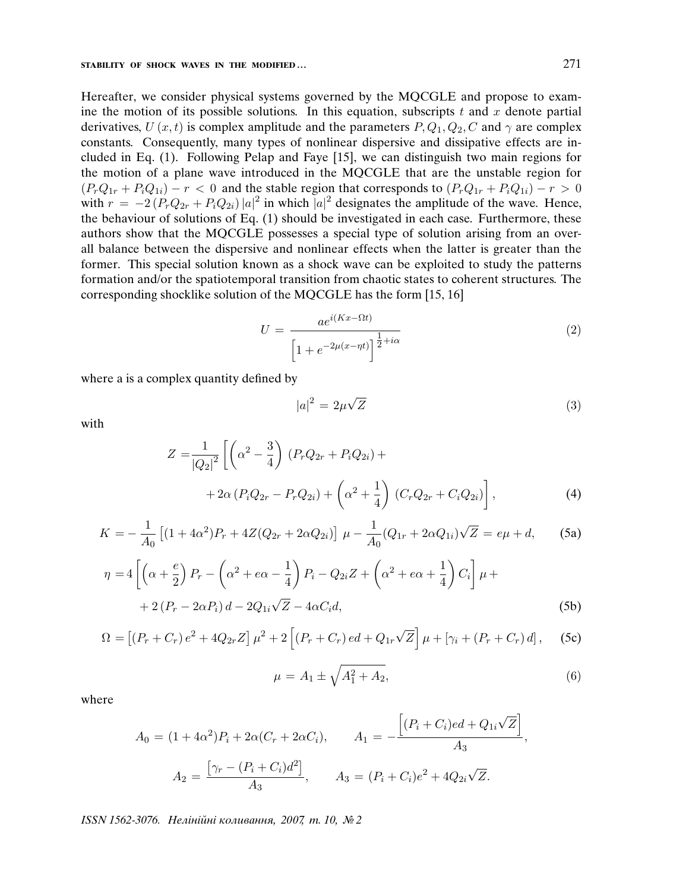Hereafter, we consider physical systems governed by the MQCGLE and propose to examine the motion of its possible solutions. In this equation, subscripts $t$ and $x$ denote partial derivatives, $U(x,t)$ is complex amplitude and the parameters $P, Q_1, Q_2, C$ and $\gamma$ are complex constants. Consequently, many types of nonlinear dispersive and dissipative effects are included in Eq. (1). Following Pelap and Faye [15], we can distinguish two main regions for the motion of a plane wave introduced in the MQCGLE that are the unstable region for $(P_r Q_{1r} + P_i Q_{1i}) - r < 0$ and the stable region that corresponds to $(P_r Q_{1r} + P_i Q_{1i}) - r > 0$ with $r = -2(P_r Q_{2r} + P_i Q_{2i})|a|^2$ in which $|a|^2$ designates the amplitude of the wave. Hence, the behaviour of solutions of Eq. (1) should be investigated in each case. Furthermore, these authors show that the MQCGLE possesses a special type of solution arising from an overall balance between the dispersive and nonlinear effects when the latter is greater than the former. This special solution known as a shock wave can be exploited to study the patterns formation and/or the spatiotemporal transition from chaotic states to coherent structures. The corresponding shocklike solution of the MQCGLE has the form [15, 16]

$$U = \frac{a e^{i(Kx-\Omega t)}}{\left[1 + e^{-2\mu(x-\eta t)}\right]^{\frac{1}{2}+i\alpha}} \tag{2}$$

where a is a complex quantity defined by

$$|a|^2 = 2\mu\sqrt{Z} \tag{3}$$

with

$$Z = \frac{1}{|Q_2|^2}\left[\left(\alpha^2 - \frac{3}{4}\right)(P_r Q_{2r} + P_i Q_{2i}) + \right. \\ \left. + 2\alpha(P_i Q_{2r} - P_r Q_{2i}) + \left(\alpha^2 + \frac{1}{4}\right)(C_r Q_{2r} + C_i Q_{2i})\right], \tag{4}$$

$$K = -\frac{1}{A_0}\left[(1+4\alpha^2)P_r + 4Z(Q_{2r} + 2\alpha Q_{2i})\right]\mu - \frac{1}{A_0}(Q_{1r} + 2\alpha Q_{1i})\sqrt{Z} = e\mu + d, \tag{5a}$$

$$\eta = 4\left[\left(\alpha + \frac{e}{2}\right)P_r - \left(\alpha^2 + e\alpha - \frac{1}{4}\right)P_i - Q_{2i}Z + \left(\alpha^2 + e\alpha + \frac{1}{4}\right)C_i\right]\mu + \\ + 2(P_r - 2\alpha P_i)d - 2Q_{1i}\sqrt{Z} - 4\alpha C_i d, \tag{5b}$$

$$\Omega = \left[(P_r + C_r)e^2 + 4Q_{2r}Z\right]\mu^2 + 2\left[(P_r + C_r)ed + Q_{1r}\sqrt{Z}\right]\mu + \left[\gamma_i + (P_r + C_r)d\right], \tag{5c}$$

$$\mu = A_1 \pm \sqrt{A_1^2 + A_2}, \tag{6}$$

where

$$A_0 = (1+4\alpha^2)P_i + 2\alpha(C_r + 2\alpha C_i), \qquad A_1 = -\frac{\left[(P_i + C_i)ed + Q_{1i}\sqrt{Z}\right]}{A_3},$$

$$A_2 = \frac{\left[\gamma_r - (P_i + C_i)d^2\right]}{A_3}, \qquad A_3 = (P_i + C_i)e^2 + 4Q_{2i}\sqrt{Z}.$$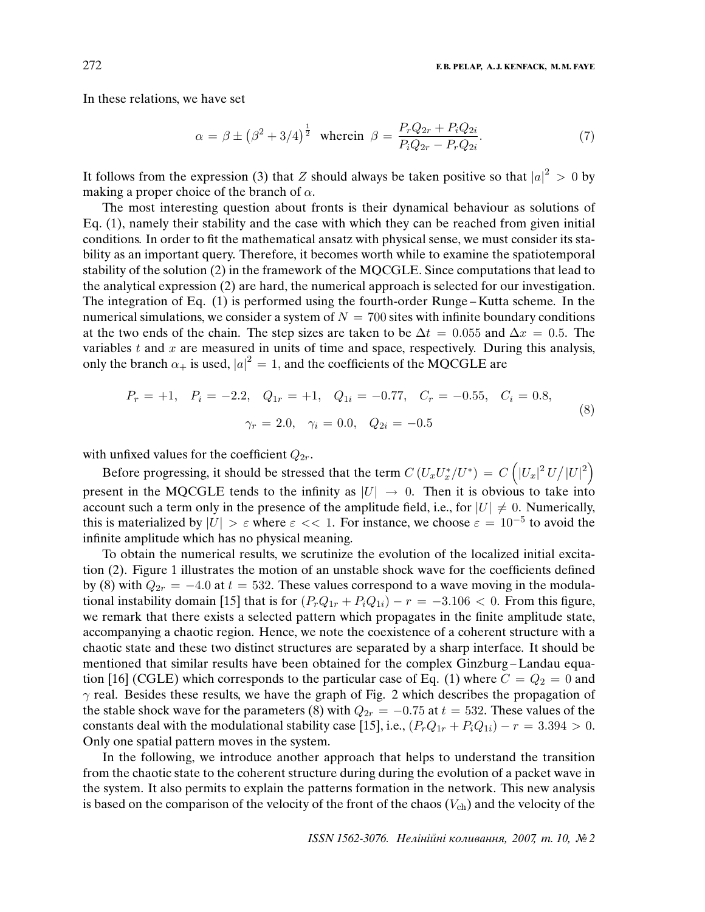In these relations, we have set

$$\alpha = \beta \pm \left(\beta^2 + 3/4\right)^{\frac{1}{2}} \quad \text{wherein} \quad \beta = \frac{P_r Q_{2r} + P_i Q_{2i}}{P_i Q_{2r} - P_r Q_{2i}}. \tag{7}$$

It follows from the expression (3) that $Z$ should always be taken positive so that $|a|^2 > 0$ by making a proper choice of the branch of $\alpha$.

The most interesting question about fronts is their dynamical behaviour as solutions of Eq. (1), namely their stability and the case with which they can be reached from given initial conditions. In order to fit the mathematical ansatz with physical sense, we must consider its stability as an important query. Therefore, it becomes worth while to examine the spatiotemporal stability of the solution (2) in the framework of the MQCGLE. Since computations that lead to the analytical expression (2) are hard, the numerical approach is selected for our investigation. The integration of Eq. (1) is performed using the fourth-order Runge–Kutta scheme. In the numerical simulations, we consider a system of $N = 700$ sites with infinite boundary conditions at the two ends of the chain. The step sizes are taken to be $\Delta t = 0.055$ and $\Delta x = 0.5$. The variables $t$ and $x$ are measured in units of time and space, respectively. During this analysis, only the branch $\alpha_+$ is used, $|a|^2 = 1$, and the coefficients of the MQCGLE are

$$P_r = +1, \quad P_i = -2.2, \quad Q_{1r} = +1, \quad Q_{1i} = -0.77, \quad C_r = -0.55, \quad C_i = 0.8,$$
$$\gamma_r = 2.0, \quad \gamma_i = 0.0, \quad Q_{2i} = -0.5 \tag{8}$$

with unfixed values for the coefficient $Q_{2r}$.

Before progressing, it should be stressed that the term $C\left(U_x U_x^*/U^*\right) = C\left(|U_x|^2 U/|U|^2\right)$ present in the MQCGLE tends to the infinity as $|U| \to 0$. Then it is obvious to take into account such a term only in the presence of the amplitude field, i.e., for $|U| \neq 0$. Numerically, this is materialized by $|U| > \varepsilon$ where $\varepsilon << 1$. For instance, we choose $\varepsilon = 10^{-5}$ to avoid the infinite amplitude which has no physical meaning.

To obtain the numerical results, we scrutinize the evolution of the localized initial excitation (2). Figure 1 illustrates the motion of an unstable shock wave for the coefficients defined by (8) with $Q_{2r} = -4.0$ at $t = 532$. These values correspond to a wave moving in the modulational instability domain [15] that is for $(P_r Q_{1r} + P_i Q_{1i}) - r = -3.106 < 0$. From this figure, we remark that there exists a selected pattern which propagates in the finite amplitude state, accompanying a chaotic region. Hence, we note the coexistence of a coherent structure with a chaotic state and these two distinct structures are separated by a sharp interface. It should be mentioned that similar results have been obtained for the complex Ginzburg–Landau equation [16] (CGLE) which corresponds to the particular case of Eq. (1) where $C = Q_2 = 0$ and $\gamma$ real. Besides these results, we have the graph of Fig. 2 which describes the propagation of the stable shock wave for the parameters (8) with $Q_{2r} = -0.75$ at $t = 532$. These values of the constants deal with the modulational stability case [15], i.e., $(P_r Q_{1r} + P_i Q_{1i}) - r = 3.394 > 0$. Only one spatial pattern moves in the system.

In the following, we introduce another approach that helps to understand the transition from the chaotic state to the coherent structure during during the evolution of a packet wave in the system. It also permits to explain the patterns formation in the network. This new analysis is based on the comparison of the velocity of the front of the chaos ($V_{\mathrm{ch}}$) and the velocity of the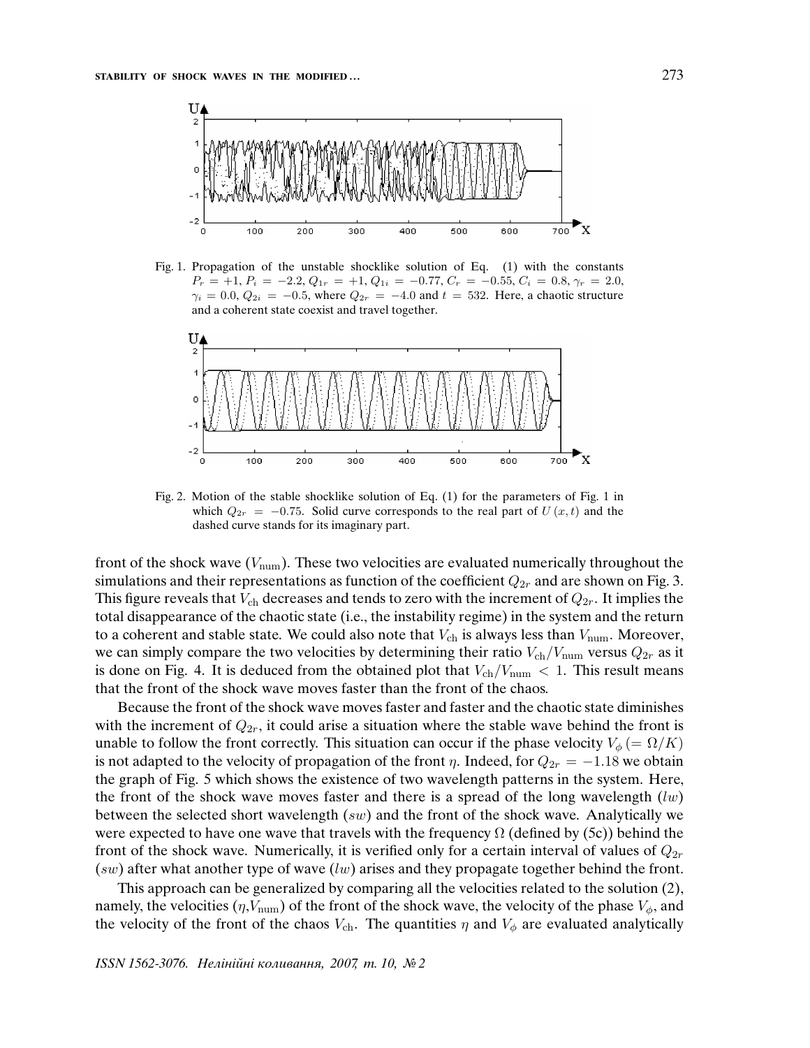Fig. 1. Propagation of the unstable shocklike solution of Eq. (1) with the constants $P_r = +1$, $P_i = -2.2$, $Q_{1r} = +1$, $Q_{1i} = -0.77$, $C_r = -0.55$, $C_i = 0.8$, $\gamma_r = 2.0$, $\gamma_i = 0.0$, $Q_{2i} = -0.5$, where $Q_{2r} = -4.0$ and $t = 532$. Here, a chaotic structure and a coherent state coexist and travel together.

Fig. 2. Motion of the stable shocklike solution of Eq. (1) for the parameters of Fig. 1 in which $Q_{2r} = -0.75$. Solid curve corresponds to the real part of $U(x,t)$ and the dashed curve stands for its imaginary part.

front of the shock wave ($V_{\text{num}}$). These two velocities are evaluated numerically throughout the simulations and their representations as function of the coefficient $Q_{2r}$ and are shown on Fig. 3. This figure reveals that $V_{\text{ch}}$ decreases and tends to zero with the increment of $Q_{2r}$. It implies the total disappearance of the chaotic state (i.e., the instability regime) in the system and the return to a coherent and stable state. We could also note that $V_{\text{ch}}$ is always less than $V_{\text{num}}$. Moreover, we can simply compare the two velocities by determining their ratio $V_{\text{ch}}/V_{\text{num}}$ versus $Q_{2r}$ as it is done on Fig. 4. It is deduced from the obtained plot that $V_{\text{ch}}/V_{\text{num}} < 1$. This result means that the front of the shock wave moves faster than the front of the chaos.

Because the front of the shock wave moves faster and faster and the chaotic state diminishes with the increment of $Q_{2r}$, it could arise a situation where the stable wave behind the front is unable to follow the front correctly. This situation can occur if the phase velocity $V_\phi\ (= \Omega/K)$ is not adapted to the velocity of propagation of the front $\eta$. Indeed, for $Q_{2r} = -1.18$ we obtain the graph of Fig. 5 which shows the existence of two wavelength patterns in the system. Here, the front of the shock wave moves faster and there is a spread of the long wavelength ($lw$) between the selected short wavelength ($sw$) and the front of the shock wave. Analytically we were expected to have one wave that travels with the frequency $\Omega$ (defined by (5c)) behind the front of the shock wave. Numerically, it is verified only for a certain interval of values of $Q_{2r}$ ($sw$) after what another type of wave ($lw$) arises and they propagate together behind the front.

This approach can be generalized by comparing all the velocities related to the solution (2), namely, the velocities ($\eta$,$V_{\text{num}}$) of the front of the shock wave, the velocity of the phase $V_\phi$, and the velocity of the front of the chaos $V_{\text{ch}}$. The quantities $\eta$ and $V_\phi$ are evaluated analytically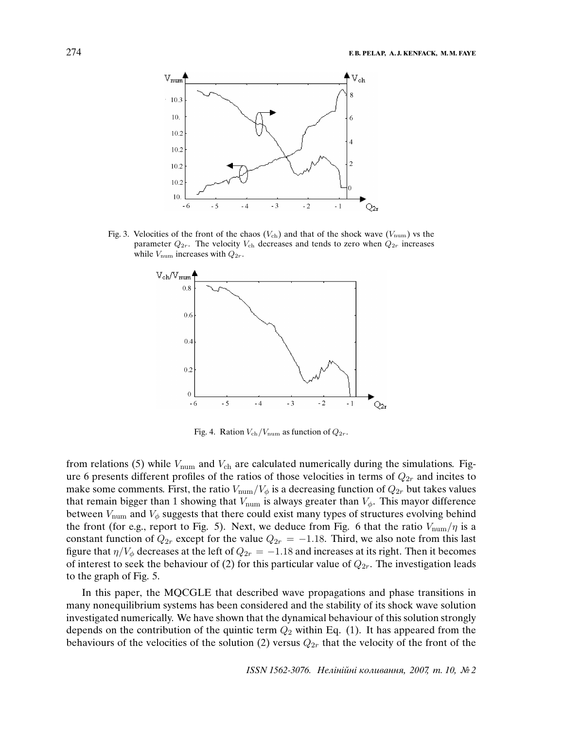Fig. 3. Velocities of the front of the chaos ($V_{\rm ch}$) and that of the shock wave ($V_{\rm num}$) vs the parameter $Q_{2r}$. The velocity $V_{\rm ch}$ decreases and tends to zero when $Q_{2r}$ increases while $V_{\rm num}$ increases with $Q_{2r}$.

Fig. 4. Ration $V_{\rm ch}/V_{\rm num}$ as function of $Q_{2r}$.

from relations (5) while $V_{\rm num}$ and $V_{\rm ch}$ are calculated numerically during the simulations. Figure 6 presents different profiles of the ratios of those velocities in terms of $Q_{2r}$ and incites to make some comments. First, the ratio $V_{\rm num}/V_\phi$ is a decreasing function of $Q_{2r}$ but takes values that remain bigger than 1 showing that $V_{\rm num}$ is always greater than $V_\phi$. This mayor difference between $V_{\rm num}$ and $V_\phi$ suggests that there could exist many types of structures evolving behind the front (for e.g., report to Fig. 5). Next, we deduce from Fig. 6 that the ratio $V_{\rm num}/\eta$ is a constant function of $Q_{2r}$ except for the value $Q_{2r} = -1.18$. Third, we also note from this last figure that $\eta/V_\phi$ decreases at the left of $Q_{2r} = -1.18$ and increases at its right. Then it becomes of interest to seek the behaviour of (2) for this particular value of $Q_{2r}$. The investigation leads to the graph of Fig. 5.

In this paper, the MQCGLE that described wave propagations and phase transitions in many nonequilibrium systems has been considered and the stability of its shock wave solution investigated numerically. We have shown that the dynamical behaviour of this solution strongly depends on the contribution of the quintic term $Q_2$ within Eq. (1). It has appeared from the behaviours of the velocities of the solution (2) versus $Q_{2r}$ that the velocity of the front of the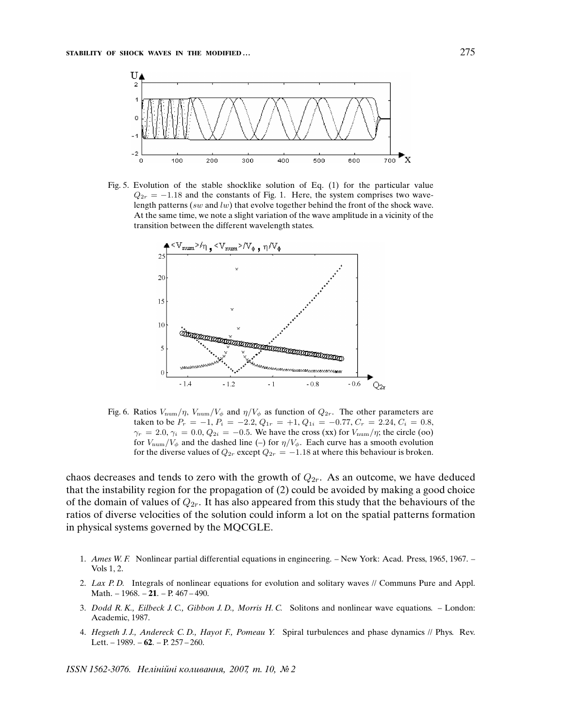Fig. 5. Evolution of the stable shocklike solution of Eq. (1) for the particular value $Q_{2r} = -1.18$ and the constants of Fig. 1. Here, the system comprises two wavelength patterns ($sw$ and $lw$) that evolve together behind the front of the shock wave. At the same time, we note a slight variation of the wave amplitude in a vicinity of the transition between the different wavelength states.

Fig. 6. Ratios $V_{\text{num}}/\eta$, $V_{\text{num}}/V_\phi$ and $\eta/V_\phi$ as function of $Q_{2r}$. The other parameters are taken to be $P_r = -1$, $P_i = -2.2$, $Q_{1r} = +1$, $Q_{1i} = -0.77$, $C_r = 2.24$, $C_i = 0.8$, $\gamma_r = 2.0$, $\gamma_i = 0.0$, $Q_{2i} = -0.5$. We have the cross (xx) for $V_{\text{num}}/\eta$; the circle (oo) for $V_{\text{num}}/V_\phi$ and the dashed line (–) for $\eta/V_\phi$. Each curve has a smooth evolution for the diverse values of $Q_{2r}$ except $Q_{2r} = -1.18$ at where this behaviour is broken.

chaos decreases and tends to zero with the growth of $Q_{2r}$. As an outcome, we have deduced that the instability region for the propagation of (2) could be avoided by making a good choice of the domain of values of $Q_{2r}$. It has also appeared from this study that the behaviours of the ratios of diverse velocities of the solution could inform a lot on the spatial patterns formation in physical systems governed by the MQCGLE.

1. *Ames W. F.* Nonlinear partial differential equations in engineering. – New York: Acad. Press, 1965, 1967. – Vols 1, 2.
2. *Lax P. D.* Integrals of nonlinear equations for evolution and solitary waves // Communs Pure and Appl. Math. – 1968. – **21**. – P. 467 – 490.
3. *Dodd R. K., Eilbeck J. C., Gibbon J. D., Morris H. C.* Solitons and nonlinear wave equations. – London: Academic, 1987.
4. *Hegseth J. J., Andereck C. D., Hayot F., Pomeau Y.* Spiral turbulences and phase dynamics // Phys. Rev. Lett. – 1989. – **62**. – P. 257 – 260.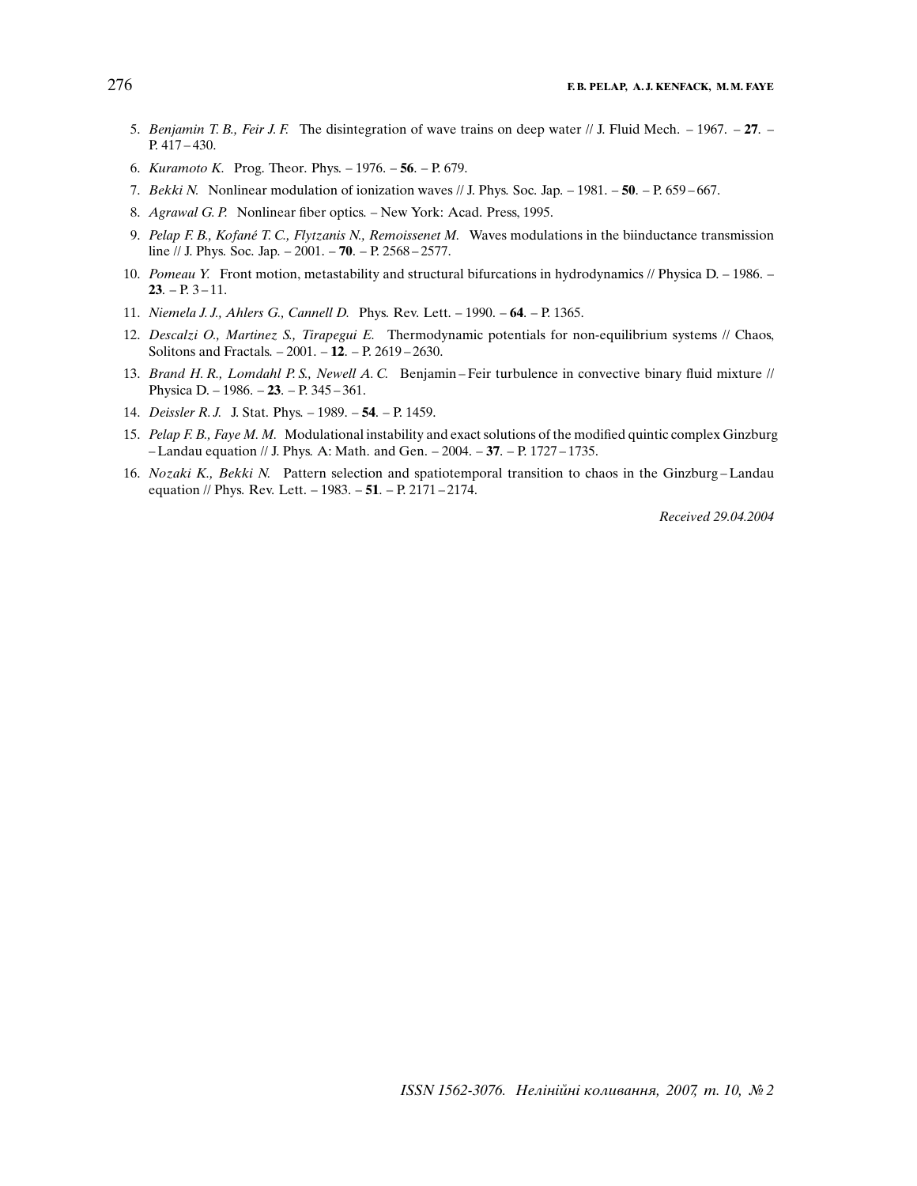5. *Benjamin T. B., Feir J. F.* The disintegration of wave trains on deep water // J. Fluid Mech. – 1967. – **27**. – P. 417 – 430.

6. *Kuramoto K.* Prog. Theor. Phys. – 1976. – **56**. – P. 679.

7. *Bekki N.* Nonlinear modulation of ionization waves // J. Phys. Soc. Jap. – 1981. – **50**. – P. 659 – 667.

8. *Agrawal G. P.* Nonlinear fiber optics. – New York: Acad. Press, 1995.

9. *Pelap F. B., Kofané T. C., Flytzanis N., Remoissenet M.* Waves modulations in the biinductance transmission line // J. Phys. Soc. Jap. – 2001. – **70**. – P. 2568 – 2577.

10. *Pomeau Y.* Front motion, metastability and structural bifurcations in hydrodynamics // Physica D. – 1986. – **23**. – P. 3 – 11.

11. *Niemela J. J., Ahlers G., Cannell D.* Phys. Rev. Lett. – 1990. – **64**. – P. 1365.

12. *Descalzi O., Martinez S., Tirapegui E.* Thermodynamic potentials for non-equilibrium systems // Chaos, Solitons and Fractals. – 2001. – **12**. – P. 2619 – 2630.

13. *Brand H. R., Lomdahl P. S., Newell A. C.* Benjamin – Feir turbulence in convective binary fluid mixture // Physica D. – 1986. – **23**. – P. 345 – 361.

14. *Deissler R. J.* J. Stat. Phys. – 1989. – **54**. – P. 1459.

15. *Pelap F. B., Faye M. M.* Modulational instability and exact solutions of the modified quintic complex Ginzburg – Landau equation // J. Phys. A: Math. and Gen. – 2004. – **37**. – P. 1727 – 1735.

16. *Nozaki K., Bekki N.* Pattern selection and spatiotemporal transition to chaos in the Ginzburg – Landau equation // Phys. Rev. Lett. – 1983. – **51**. – P. 2171 – 2174.

*Received 29.04.2004*